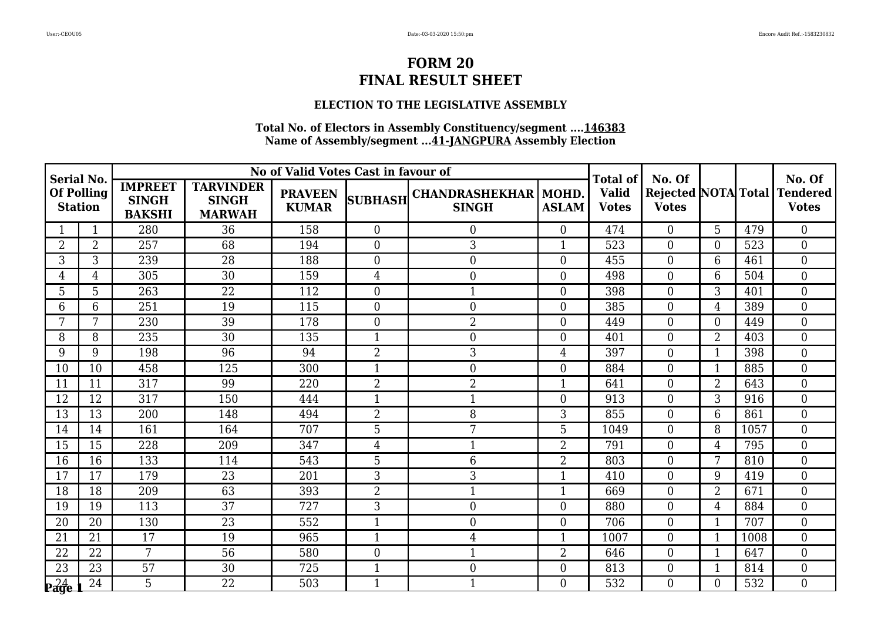# FORM 20
# FINAL RESULT SHEET

### ELECTION TO THE LEGISLATIVE ASSEMBLY

**Total No. of Electors in Assembly Constituency/segment ....146383**
**Name of Assembly/segment ...41-JANGPURA Assembly Election**

| Serial No. Of Polling Station | | No of Valid Votes Cast in favour of | | | | | | Total of Valid Votes | No. Of Rejected Votes | NOTA | Total | No. Of Tendered Votes |
|---|---|---|---|---|---|---|---|---|---|---|---|---|
| | | IMPREET SINGH BAKSHI | TARVINDER SINGH MARWAH | PRAVEEN KUMAR | SUBHASH | CHANDRASHEKHAR SINGH | MOHD. ASLAM | | | | | |
| 1 | 1 | 280 | 36 | 158 | 0 | 0 | 0 | 474 | 0 | 5 | 479 | 0 |
| 2 | 2 | 257 | 68 | 194 | 0 | 3 | 1 | 523 | 0 | 0 | 523 | 0 |
| 3 | 3 | 239 | 28 | 188 | 0 | 0 | 0 | 455 | 0 | 6 | 461 | 0 |
| 4 | 4 | 305 | 30 | 159 | 4 | 0 | 0 | 498 | 0 | 6 | 504 | 0 |
| 5 | 5 | 263 | 22 | 112 | 0 | 1 | 0 | 398 | 0 | 3 | 401 | 0 |
| 6 | 6 | 251 | 19 | 115 | 0 | 0 | 0 | 385 | 0 | 4 | 389 | 0 |
| 7 | 7 | 230 | 39 | 178 | 0 | 2 | 0 | 449 | 0 | 0 | 449 | 0 |
| 8 | 8 | 235 | 30 | 135 | 1 | 0 | 0 | 401 | 0 | 2 | 403 | 0 |
| 9 | 9 | 198 | 96 | 94 | 2 | 3 | 4 | 397 | 0 | 1 | 398 | 0 |
| 10 | 10 | 458 | 125 | 300 | 1 | 0 | 0 | 884 | 0 | 1 | 885 | 0 |
| 11 | 11 | 317 | 99 | 220 | 2 | 2 | 1 | 641 | 0 | 2 | 643 | 0 |
| 12 | 12 | 317 | 150 | 444 | 1 | 1 | 0 | 913 | 0 | 3 | 916 | 0 |
| 13 | 13 | 200 | 148 | 494 | 2 | 8 | 3 | 855 | 0 | 6 | 861 | 0 |
| 14 | 14 | 161 | 164 | 707 | 5 | 7 | 5 | 1049 | 0 | 8 | 1057 | 0 |
| 15 | 15 | 228 | 209 | 347 | 4 | 1 | 2 | 791 | 0 | 4 | 795 | 0 |
| 16 | 16 | 133 | 114 | 543 | 5 | 6 | 2 | 803 | 0 | 7 | 810 | 0 |
| 17 | 17 | 179 | 23 | 201 | 3 | 3 | 1 | 410 | 0 | 9 | 419 | 0 |
| 18 | 18 | 209 | 63 | 393 | 2 | 1 | 1 | 669 | 0 | 2 | 671 | 0 |
| 19 | 19 | 113 | 37 | 727 | 3 | 0 | 0 | 880 | 0 | 4 | 884 | 0 |
| 20 | 20 | 130 | 23 | 552 | 1 | 0 | 0 | 706 | 0 | 1 | 707 | 0 |
| 21 | 21 | 17 | 19 | 965 | 1 | 4 | 1 | 1007 | 0 | 1 | 1008 | 0 |
| 22 | 22 | 7 | 56 | 580 | 0 | 1 | 2 | 646 | 0 | 1 | 647 | 0 |
| 23 | 23 | 57 | 30 | 725 | 1 | 0 | 0 | 813 | 0 | 1 | 814 | 0 |
| 24 | 24 | 5 | 22 | 503 | 1 | 1 | 0 | 532 | 0 | 0 | 532 | 0 |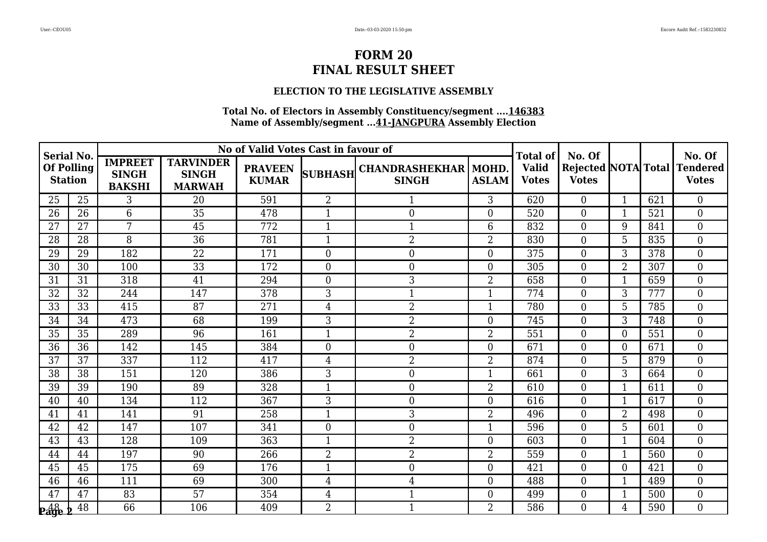# FORM 20
# FINAL RESULT SHEET

### ELECTION TO THE LEGISLATIVE ASSEMBLY

**Total No. of Electors in Assembly Constituency/segment ....146383**
**Name of Assembly/segment ...41-JANGPURA Assembly Election**

| Serial No. Of Polling Station | | No of Valid Votes Cast in favour of | | | | | | Total of Valid Votes | No. Of Rejected Votes | NOTA | Total | No. Of Tendered Votes |
|---|---|---|---|---|---|---|---|---|---|---|---|---|
| | | IMPREET SINGH BAKSHI | TARVINDER SINGH MARWAH | PRAVEEN KUMAR | SUBHASH | CHANDRASHEKHAR SINGH | MOHD. ASLAM | | | | | |
| 25 | 25 | 3 | 20 | 591 | 2 | 1 | 3 | 620 | 0 | 1 | 621 | 0 |
| 26 | 26 | 6 | 35 | 478 | 1 | 0 | 0 | 520 | 0 | 1 | 521 | 0 |
| 27 | 27 | 7 | 45 | 772 | 1 | 1 | 6 | 832 | 0 | 9 | 841 | 0 |
| 28 | 28 | 8 | 36 | 781 | 1 | 2 | 2 | 830 | 0 | 5 | 835 | 0 |
| 29 | 29 | 182 | 22 | 171 | 0 | 0 | 0 | 375 | 0 | 3 | 378 | 0 |
| 30 | 30 | 100 | 33 | 172 | 0 | 0 | 0 | 305 | 0 | 2 | 307 | 0 |
| 31 | 31 | 318 | 41 | 294 | 0 | 3 | 2 | 658 | 0 | 1 | 659 | 0 |
| 32 | 32 | 244 | 147 | 378 | 3 | 1 | 1 | 774 | 0 | 3 | 777 | 0 |
| 33 | 33 | 415 | 87 | 271 | 4 | 2 | 1 | 780 | 0 | 5 | 785 | 0 |
| 34 | 34 | 473 | 68 | 199 | 3 | 2 | 0 | 745 | 0 | 3 | 748 | 0 |
| 35 | 35 | 289 | 96 | 161 | 1 | 2 | 2 | 551 | 0 | 0 | 551 | 0 |
| 36 | 36 | 142 | 145 | 384 | 0 | 0 | 0 | 671 | 0 | 0 | 671 | 0 |
| 37 | 37 | 337 | 112 | 417 | 4 | 2 | 2 | 874 | 0 | 5 | 879 | 0 |
| 38 | 38 | 151 | 120 | 386 | 3 | 0 | 1 | 661 | 0 | 3 | 664 | 0 |
| 39 | 39 | 190 | 89 | 328 | 1 | 0 | 2 | 610 | 0 | 1 | 611 | 0 |
| 40 | 40 | 134 | 112 | 367 | 3 | 0 | 0 | 616 | 0 | 1 | 617 | 0 |
| 41 | 41 | 141 | 91 | 258 | 1 | 3 | 2 | 496 | 0 | 2 | 498 | 0 |
| 42 | 42 | 147 | 107 | 341 | 0 | 0 | 1 | 596 | 0 | 5 | 601 | 0 |
| 43 | 43 | 128 | 109 | 363 | 1 | 2 | 0 | 603 | 0 | 1 | 604 | 0 |
| 44 | 44 | 197 | 90 | 266 | 2 | 2 | 2 | 559 | 0 | 1 | 560 | 0 |
| 45 | 45 | 175 | 69 | 176 | 1 | 0 | 0 | 421 | 0 | 0 | 421 | 0 |
| 46 | 46 | 111 | 69 | 300 | 4 | 4 | 0 | 488 | 0 | 1 | 489 | 0 |
| 47 | 47 | 83 | 57 | 354 | 4 | 1 | 0 | 499 | 0 | 1 | 500 | 0 |
| 48 | 48 | 66 | 106 | 409 | 2 | 1 | 2 | 586 | 0 | 4 | 590 | 0 |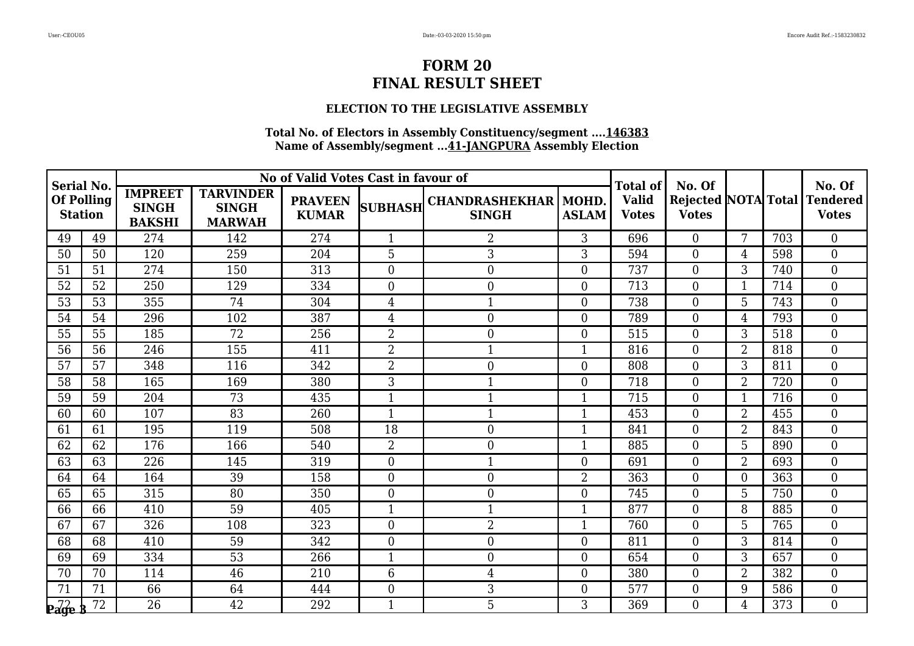# FORM 20
# FINAL RESULT SHEET

### ELECTION TO THE LEGISLATIVE ASSEMBLY

**Total No. of Electors in Assembly Constituency/segment ....146383**
**Name of Assembly/segment ...41-JANGPURA Assembly Election**

| Serial No. Of Polling Station | | No of Valid Votes Cast in favour of | | | | | | Total of Valid Votes | No. Of Rejected Votes | NOTA | Total | No. Of Tendered Votes |
|---|---|---|---|---|---|---|---|---|---|---|---|---|
| | | IMPREET SINGH BAKSHI | TARVINDER SINGH MARWAH | PRAVEEN KUMAR | SUBHASH | CHANDRASHEKHAR SINGH | MOHD. ASLAM | | | | | |
| 49 | 49 | 274 | 142 | 274 | 1 | 2 | 3 | 696 | 0 | 7 | 703 | 0 |
| 50 | 50 | 120 | 259 | 204 | 5 | 3 | 3 | 594 | 0 | 4 | 598 | 0 |
| 51 | 51 | 274 | 150 | 313 | 0 | 0 | 0 | 737 | 0 | 3 | 740 | 0 |
| 52 | 52 | 250 | 129 | 334 | 0 | 0 | 0 | 713 | 0 | 1 | 714 | 0 |
| 53 | 53 | 355 | 74 | 304 | 4 | 1 | 0 | 738 | 0 | 5 | 743 | 0 |
| 54 | 54 | 296 | 102 | 387 | 4 | 0 | 0 | 789 | 0 | 4 | 793 | 0 |
| 55 | 55 | 185 | 72 | 256 | 2 | 0 | 0 | 515 | 0 | 3 | 518 | 0 |
| 56 | 56 | 246 | 155 | 411 | 2 | 1 | 1 | 816 | 0 | 2 | 818 | 0 |
| 57 | 57 | 348 | 116 | 342 | 2 | 0 | 0 | 808 | 0 | 3 | 811 | 0 |
| 58 | 58 | 165 | 169 | 380 | 3 | 1 | 0 | 718 | 0 | 2 | 720 | 0 |
| 59 | 59 | 204 | 73 | 435 | 1 | 1 | 1 | 715 | 0 | 1 | 716 | 0 |
| 60 | 60 | 107 | 83 | 260 | 1 | 1 | 1 | 453 | 0 | 2 | 455 | 0 |
| 61 | 61 | 195 | 119 | 508 | 18 | 0 | 1 | 841 | 0 | 2 | 843 | 0 |
| 62 | 62 | 176 | 166 | 540 | 2 | 0 | 1 | 885 | 0 | 5 | 890 | 0 |
| 63 | 63 | 226 | 145 | 319 | 0 | 1 | 0 | 691 | 0 | 2 | 693 | 0 |
| 64 | 64 | 164 | 39 | 158 | 0 | 0 | 2 | 363 | 0 | 0 | 363 | 0 |
| 65 | 65 | 315 | 80 | 350 | 0 | 0 | 0 | 745 | 0 | 5 | 750 | 0 |
| 66 | 66 | 410 | 59 | 405 | 1 | 1 | 1 | 877 | 0 | 8 | 885 | 0 |
| 67 | 67 | 326 | 108 | 323 | 0 | 2 | 1 | 760 | 0 | 5 | 765 | 0 |
| 68 | 68 | 410 | 59 | 342 | 0 | 0 | 0 | 811 | 0 | 3 | 814 | 0 |
| 69 | 69 | 334 | 53 | 266 | 1 | 0 | 0 | 654 | 0 | 3 | 657 | 0 |
| 70 | 70 | 114 | 46 | 210 | 6 | 4 | 0 | 380 | 0 | 2 | 382 | 0 |
| 71 | 71 | 66 | 64 | 444 | 0 | 3 | 0 | 577 | 0 | 9 | 586 | 0 |
| 72 | 72 | 26 | 42 | 292 | 1 | 5 | 3 | 369 | 0 | 4 | 373 | 0 |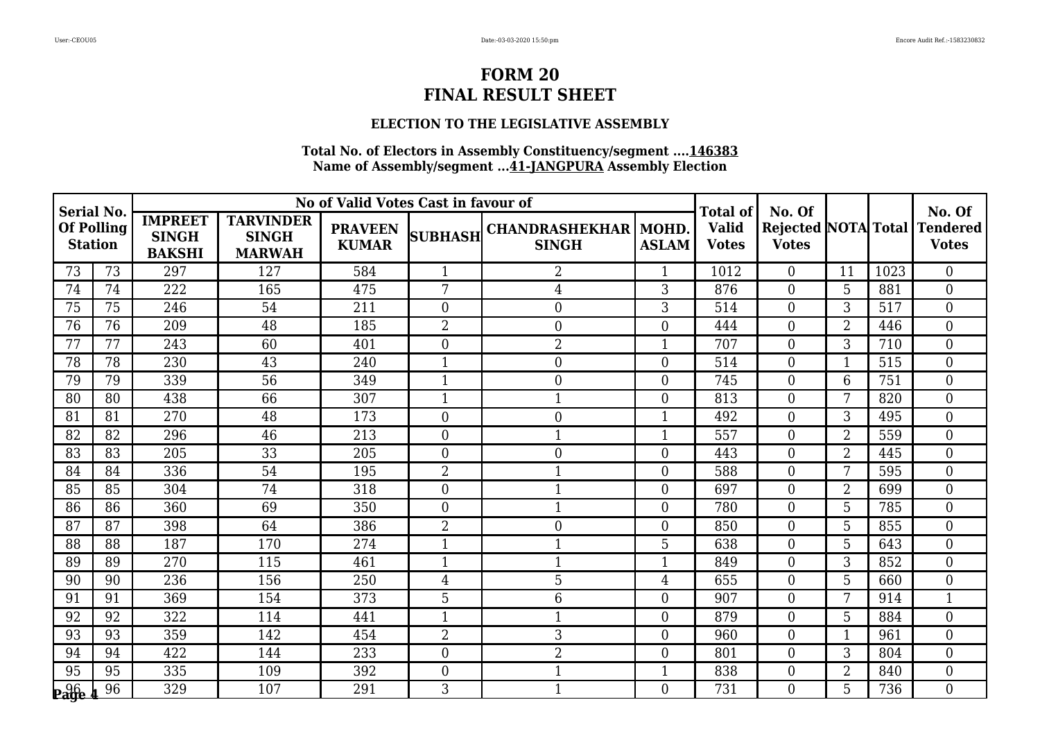# FORM 20
# FINAL RESULT SHEET

### ELECTION TO THE LEGISLATIVE ASSEMBLY

**Total No. of Electors in Assembly Constituency/segment ....146383**
**Name of Assembly/segment ...41-JANGPURA Assembly Election**

| Serial No. Of Polling Station | | No of Valid Votes Cast in favour of | | | | | | Total of Valid Votes | No. Of Rejected Votes | NOTA | Total | No. Of Tendered Votes |
|---|---|---|---|---|---|---|---|---|---|---|---|---|
| | | IMPREET SINGH BAKSHI | TARVINDER SINGH MARWAH | PRAVEEN KUMAR | SUBHASH | CHANDRASHEKHAR SINGH | MOHD. ASLAM | | | | | |
| 73 | 73 | 297 | 127 | 584 | 1 | 2 | 1 | 1012 | 0 | 11 | 1023 | 0 |
| 74 | 74 | 222 | 165 | 475 | 7 | 4 | 3 | 876 | 0 | 5 | 881 | 0 |
| 75 | 75 | 246 | 54 | 211 | 0 | 0 | 3 | 514 | 0 | 3 | 517 | 0 |
| 76 | 76 | 209 | 48 | 185 | 2 | 0 | 0 | 444 | 0 | 2 | 446 | 0 |
| 77 | 77 | 243 | 60 | 401 | 0 | 2 | 1 | 707 | 0 | 3 | 710 | 0 |
| 78 | 78 | 230 | 43 | 240 | 1 | 0 | 0 | 514 | 0 | 1 | 515 | 0 |
| 79 | 79 | 339 | 56 | 349 | 1 | 0 | 0 | 745 | 0 | 6 | 751 | 0 |
| 80 | 80 | 438 | 66 | 307 | 1 | 1 | 0 | 813 | 0 | 7 | 820 | 0 |
| 81 | 81 | 270 | 48 | 173 | 0 | 0 | 1 | 492 | 0 | 3 | 495 | 0 |
| 82 | 82 | 296 | 46 | 213 | 0 | 1 | 1 | 557 | 0 | 2 | 559 | 0 |
| 83 | 83 | 205 | 33 | 205 | 0 | 0 | 0 | 443 | 0 | 2 | 445 | 0 |
| 84 | 84 | 336 | 54 | 195 | 2 | 1 | 0 | 588 | 0 | 7 | 595 | 0 |
| 85 | 85 | 304 | 74 | 318 | 0 | 1 | 0 | 697 | 0 | 2 | 699 | 0 |
| 86 | 86 | 360 | 69 | 350 | 0 | 1 | 0 | 780 | 0 | 5 | 785 | 0 |
| 87 | 87 | 398 | 64 | 386 | 2 | 0 | 0 | 850 | 0 | 5 | 855 | 0 |
| 88 | 88 | 187 | 170 | 274 | 1 | 1 | 5 | 638 | 0 | 5 | 643 | 0 |
| 89 | 89 | 270 | 115 | 461 | 1 | 1 | 1 | 849 | 0 | 3 | 852 | 0 |
| 90 | 90 | 236 | 156 | 250 | 4 | 5 | 4 | 655 | 0 | 5 | 660 | 0 |
| 91 | 91 | 369 | 154 | 373 | 5 | 6 | 0 | 907 | 0 | 7 | 914 | 1 |
| 92 | 92 | 322 | 114 | 441 | 1 | 1 | 0 | 879 | 0 | 5 | 884 | 0 |
| 93 | 93 | 359 | 142 | 454 | 2 | 3 | 0 | 960 | 0 | 1 | 961 | 0 |
| 94 | 94 | 422 | 144 | 233 | 0 | 2 | 0 | 801 | 0 | 3 | 804 | 0 |
| 95 | 95 | 335 | 109 | 392 | 0 | 1 | 1 | 838 | 0 | 2 | 840 | 0 |
| 96 | 96 | 329 | 107 | 291 | 3 | 1 | 0 | 731 | 0 | 5 | 736 | 0 |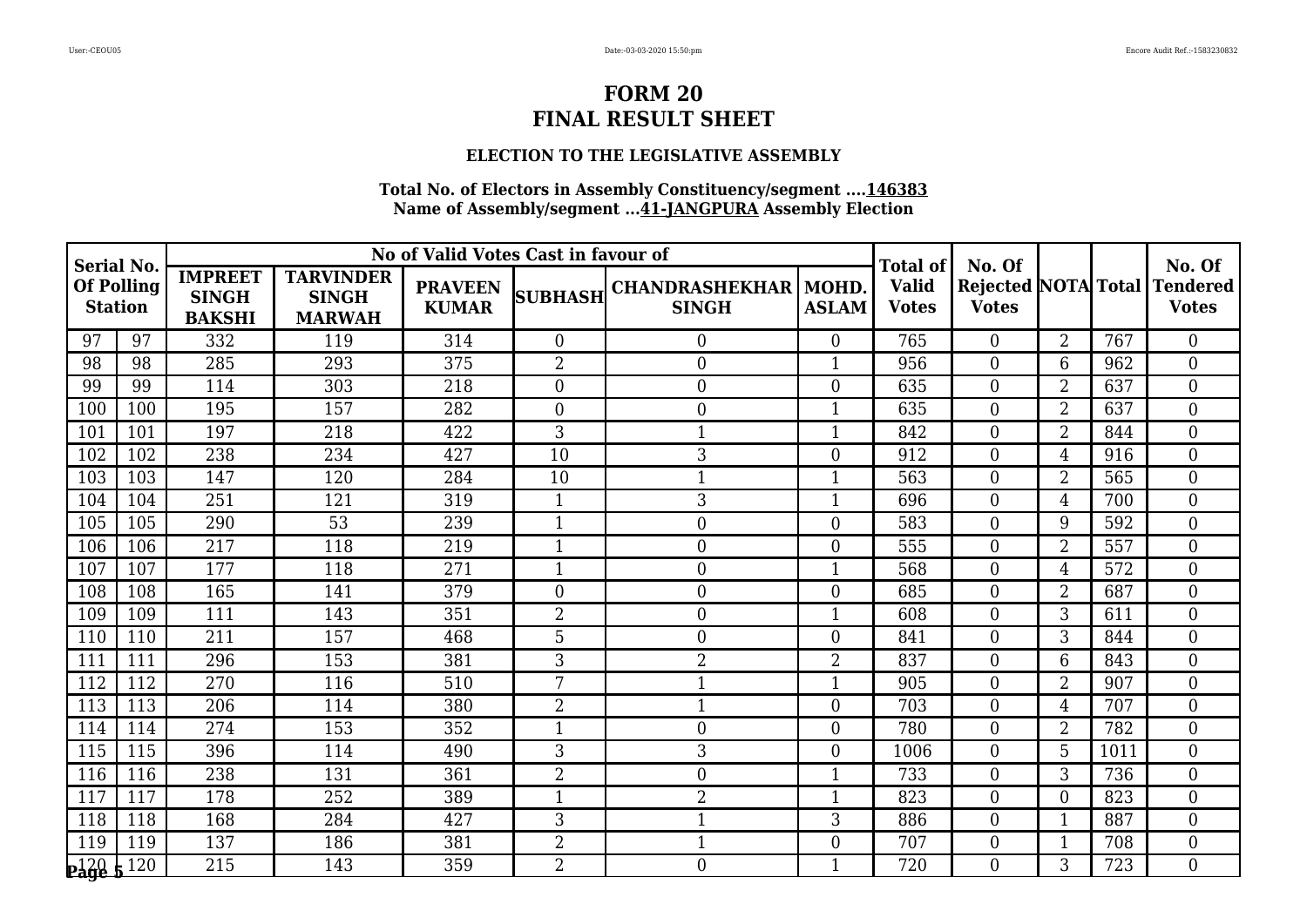# FORM 20
# FINAL RESULT SHEET

### ELECTION TO THE LEGISLATIVE ASSEMBLY

**Total No. of Electors in Assembly Constituency/segment ....146383**
**Name of Assembly/segment ...41-JANGPURA Assembly Election**

| Serial No. Of Polling Station | | No of Valid Votes Cast in favour of | | | | | | Total of Valid Votes | No. Of Rejected Votes | NOTA | Total | No. Of Tendered Votes |
|---|---|---|---|---|---|---|---|---|---|---|---|---|
| | | IMPREET SINGH BAKSHI | TARVINDER SINGH MARWAH | PRAVEEN KUMAR | SUBHASH | CHANDRASHEKHAR SINGH | MOHD. ASLAM | | | | | |
| 97 | 97 | 332 | 119 | 314 | 0 | 0 | 0 | 765 | 0 | 2 | 767 | 0 |
| 98 | 98 | 285 | 293 | 375 | 2 | 0 | 1 | 956 | 0 | 6 | 962 | 0 |
| 99 | 99 | 114 | 303 | 218 | 0 | 0 | 0 | 635 | 0 | 2 | 637 | 0 |
| 100 | 100 | 195 | 157 | 282 | 0 | 0 | 1 | 635 | 0 | 2 | 637 | 0 |
| 101 | 101 | 197 | 218 | 422 | 3 | 1 | 1 | 842 | 0 | 2 | 844 | 0 |
| 102 | 102 | 238 | 234 | 427 | 10 | 3 | 0 | 912 | 0 | 4 | 916 | 0 |
| 103 | 103 | 147 | 120 | 284 | 10 | 1 | 1 | 563 | 0 | 2 | 565 | 0 |
| 104 | 104 | 251 | 121 | 319 | 1 | 3 | 1 | 696 | 0 | 4 | 700 | 0 |
| 105 | 105 | 290 | 53 | 239 | 1 | 0 | 0 | 583 | 0 | 9 | 592 | 0 |
| 106 | 106 | 217 | 118 | 219 | 1 | 0 | 0 | 555 | 0 | 2 | 557 | 0 |
| 107 | 107 | 177 | 118 | 271 | 1 | 0 | 1 | 568 | 0 | 4 | 572 | 0 |
| 108 | 108 | 165 | 141 | 379 | 0 | 0 | 0 | 685 | 0 | 2 | 687 | 0 |
| 109 | 109 | 111 | 143 | 351 | 2 | 0 | 1 | 608 | 0 | 3 | 611 | 0 |
| 110 | 110 | 211 | 157 | 468 | 5 | 0 | 0 | 841 | 0 | 3 | 844 | 0 |
| 111 | 111 | 296 | 153 | 381 | 3 | 2 | 2 | 837 | 0 | 6 | 843 | 0 |
| 112 | 112 | 270 | 116 | 510 | 7 | 1 | 1 | 905 | 0 | 2 | 907 | 0 |
| 113 | 113 | 206 | 114 | 380 | 2 | 1 | 0 | 703 | 0 | 4 | 707 | 0 |
| 114 | 114 | 274 | 153 | 352 | 1 | 0 | 0 | 780 | 0 | 2 | 782 | 0 |
| 115 | 115 | 396 | 114 | 490 | 3 | 3 | 0 | 1006 | 0 | 5 | 1011 | 0 |
| 116 | 116 | 238 | 131 | 361 | 2 | 0 | 1 | 733 | 0 | 3 | 736 | 0 |
| 117 | 117 | 178 | 252 | 389 | 1 | 2 | 1 | 823 | 0 | 0 | 823 | 0 |
| 118 | 118 | 168 | 284 | 427 | 3 | 1 | 3 | 886 | 0 | 1 | 887 | 0 |
| 119 | 119 | 137 | 186 | 381 | 2 | 1 | 0 | 707 | 0 | 1 | 708 | 0 |
| 120 | 120 | 215 | 143 | 359 | 2 | 0 | 1 | 720 | 0 | 3 | 723 | 0 |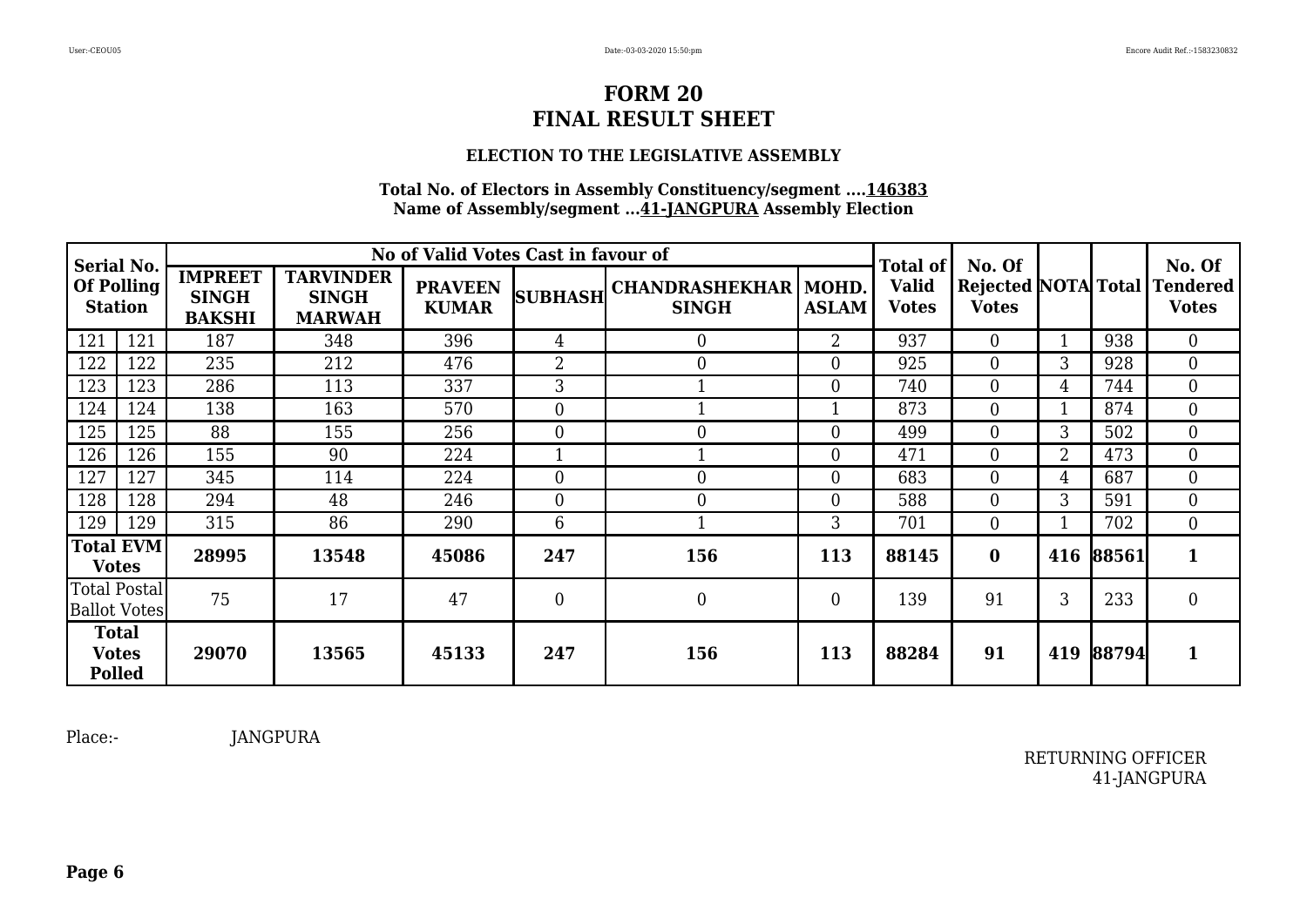# FORM 20
# FINAL RESULT SHEET

### ELECTION TO THE LEGISLATIVE ASSEMBLY

**Total No. of Electors in Assembly Constituency/segment ....146383**
**Name of Assembly/segment ...41-JANGPURA Assembly Election**

| Serial No. Of Polling Station | | No of Valid Votes Cast in favour of | | | | | | Total of Valid Votes | No. Of Rejected Votes | NOTA | Total | No. Of Tendered Votes |
|---|---|---|---|---|---|---|---|---|---|---|---|---|
| | | IMPREET SINGH BAKSHI | TARVINDER SINGH MARWAH | PRAVEEN KUMAR | SUBHASH | CHANDRASHEKHAR SINGH | MOHD. ASLAM | | | | | |
| 121 | 121 | 187 | 348 | 396 | 4 | 0 | 2 | 937 | 0 | 1 | 938 | 0 |
| 122 | 122 | 235 | 212 | 476 | 2 | 0 | 0 | 925 | 0 | 3 | 928 | 0 |
| 123 | 123 | 286 | 113 | 337 | 3 | 1 | 0 | 740 | 0 | 4 | 744 | 0 |
| 124 | 124 | 138 | 163 | 570 | 0 | 1 | 1 | 873 | 0 | 1 | 874 | 0 |
| 125 | 125 | 88 | 155 | 256 | 0 | 0 | 0 | 499 | 0 | 3 | 502 | 0 |
| 126 | 126 | 155 | 90 | 224 | 1 | 1 | 0 | 471 | 0 | 2 | 473 | 0 |
| 127 | 127 | 345 | 114 | 224 | 0 | 0 | 0 | 683 | 0 | 4 | 687 | 0 |
| 128 | 128 | 294 | 48 | 246 | 0 | 0 | 0 | 588 | 0 | 3 | 591 | 0 |
| 129 | 129 | 315 | 86 | 290 | 6 | 1 | 3 | 701 | 0 | 1 | 702 | 0 |
| **Total EVM Votes** | | **28995** | **13548** | **45086** | **247** | **156** | **113** | **88145** | **0** | **416** | **88561** | **1** |
| Total Postal Ballot Votes | | 75 | 17 | 47 | 0 | 0 | 0 | 139 | 91 | 3 | 233 | 0 |
| **Total Votes Polled** | | **29070** | **13565** | **45133** | **247** | **156** | **113** | **88284** | **91** | **419** | **88794** | **1** |

Place:- JANGPURA

RETURNING OFFICER
41-JANGPURA